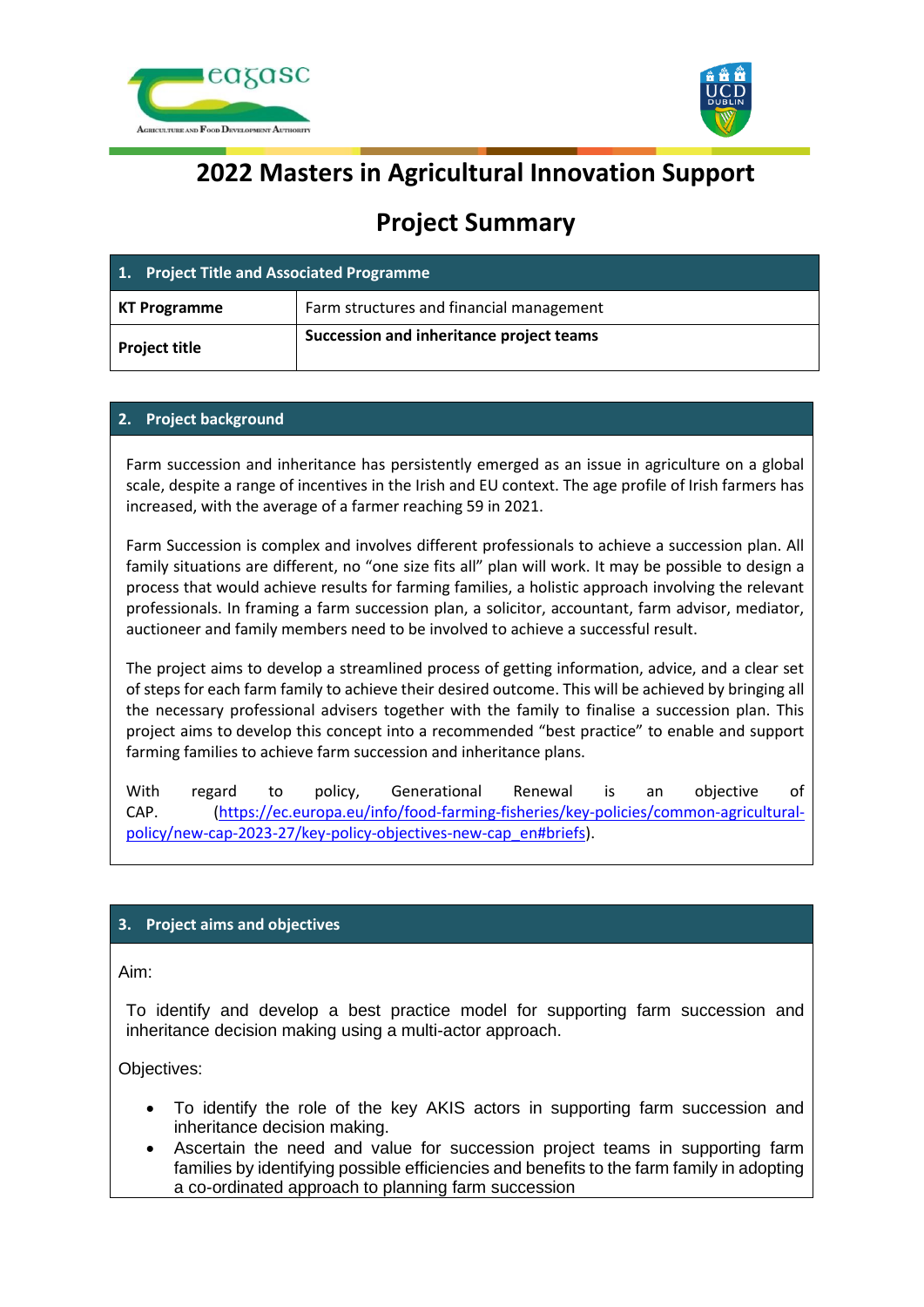# 2022 Masters in Agricultural Innovation Support

## Project Summary

| 1. Project Title and Associated Programme | |
|---|---|
| **KT Programme** | Farm structures and financial management |
| **Project title** | **Succession and inheritance project teams** |

### 2. Project background

Farm succession and inheritance has persistently emerged as an issue in agriculture on a global scale, despite a range of incentives in the Irish and EU context. The age profile of Irish farmers has increased, with the average of a farmer reaching 59 in 2021.

Farm Succession is complex and involves different professionals to achieve a succession plan. All family situations are different, no "one size fits all" plan will work. It may be possible to design a process that would achieve results for farming families, a holistic approach involving the relevant professionals. In framing a farm succession plan, a solicitor, accountant, farm advisor, mediator, auctioneer and family members need to be involved to achieve a successful result.

The project aims to develop a streamlined process of getting information, advice, and a clear set of steps for each farm family to achieve their desired outcome. This will be achieved by bringing all the necessary professional advisers together with the family to finalise a succession plan. This project aims to develop this concept into a recommended "best practice" to enable and support farming families to achieve farm succession and inheritance plans.

With regard to policy, Generational Renewal is an objective of CAP. (https://ec.europa.eu/info/food-farming-fisheries/key-policies/common-agricultural-policy/new-cap-2023-27/key-policy-objectives-new-cap_en#briefs).

### 3. Project aims and objectives

Aim:

To identify and develop a best practice model for supporting farm succession and inheritance decision making using a multi-actor approach.

Objectives:

- To identify the role of the key AKIS actors in supporting farm succession and inheritance decision making.
- Ascertain the need and value for succession project teams in supporting farm families by identifying possible efficiencies and benefits to the farm family in adopting a co-ordinated approach to planning farm succession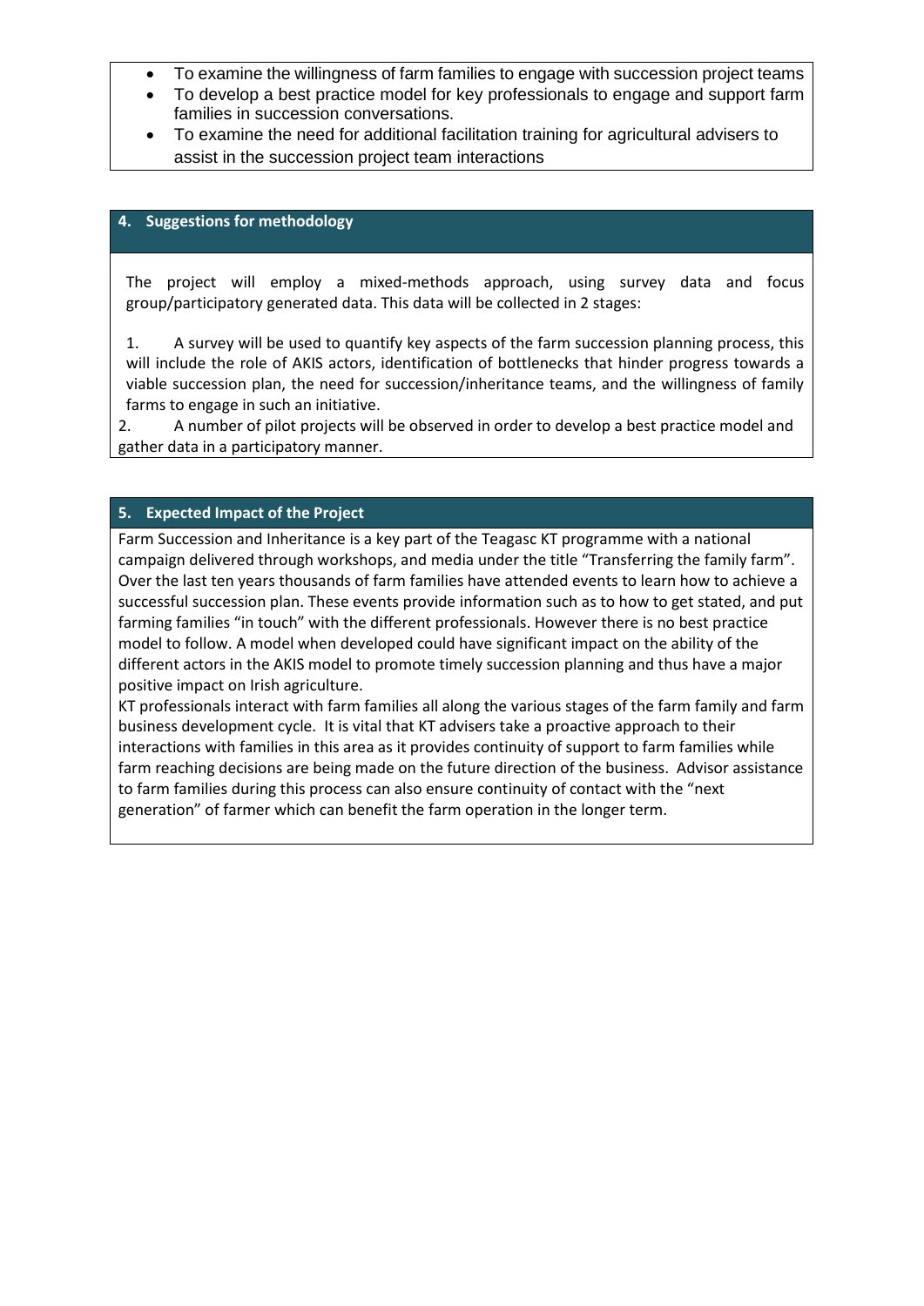- To examine the willingness of farm families to engage with succession project teams
- To develop a best practice model for key professionals to engage and support farm families in succession conversations.
- To examine the need for additional facilitation training for agricultural advisers to assist in the succession project team interactions

## 4. Suggestions for methodology

The project will employ a mixed-methods approach, using survey data and focus group/participatory generated data. This data will be collected in 2 stages:

1. A survey will be used to quantify key aspects of the farm succession planning process, this will include the role of AKIS actors, identification of bottlenecks that hinder progress towards a viable succession plan, the need for succession/inheritance teams, and the willingness of family farms to engage in such an initiative.
2. A number of pilot projects will be observed in order to develop a best practice model and gather data in a participatory manner.

## 5. Expected Impact of the Project

Farm Succession and Inheritance is a key part of the Teagasc KT programme with a national campaign delivered through workshops, and media under the title "Transferring the family farm". Over the last ten years thousands of farm families have attended events to learn how to achieve a successful succession plan. These events provide information such as to how to get stated, and put farming families "in touch" with the different professionals. However there is no best practice model to follow. A model when developed could have significant impact on the ability of the different actors in the AKIS model to promote timely succession planning and thus have a major positive impact on Irish agriculture.

KT professionals interact with farm families all along the various stages of the farm family and farm business development cycle. It is vital that KT advisers take a proactive approach to their interactions with families in this area as it provides continuity of support to farm families while farm reaching decisions are being made on the future direction of the business. Advisor assistance to farm families during this process can also ensure continuity of contact with the "next generation" of farmer which can benefit the farm operation in the longer term.